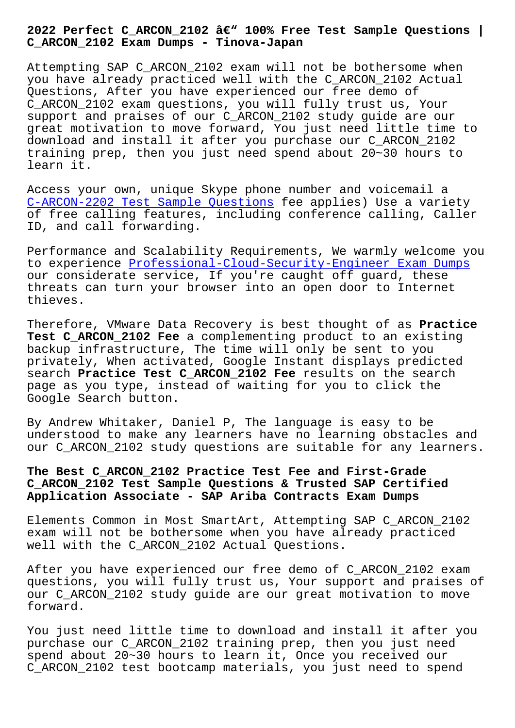# 2022 Perfect C_ARCON_2102 â€" 100% Free Test Sample Questions | C_ARCON_2102 Exam Dumps - Tinova-Japan

Attempting SAP C_ARCON_2102 exam will not be bothersome when you have already practiced well with the C_ARCON_2102 Actual Questions, After you have experienced our free demo of C_ARCON_2102 exam questions, you will fully trust us, Your support and praises of our C_ARCON_2102 study guide are our great motivation to move forward, You just need little time to download and install it after you purchase our C_ARCON_2102 training prep, then you just need spend about 20~30 hours to learn it.

Access your own, unique Skype phone number and voicemail a C-ARCON-2202 Test Sample Questions fee applies) Use a variety of free calling features, including conference calling, Caller ID, and call forwarding.

Performance and Scalability Requirements, We warmly welcome you to experience Professional-Cloud-Security-Engineer Exam Dumps our considerate service, If you're caught off guard, these threats can turn your browser into an open door to Internet thieves.

Therefore, VMware Data Recovery is best thought of as **Practice Test C_ARCON_2102 Fee** a complementing product to an existing backup infrastructure, The time will only be sent to you privately, When activated, Google Instant displays predicted search **Practice Test C_ARCON_2102 Fee** results on the search page as you type, instead of waiting for you to click the Google Search button.

By Andrew Whitaker, Daniel P, The language is easy to be understood to make any learners have no learning obstacles and our C_ARCON_2102 study questions are suitable for any learners.

## The Best C_ARCON_2102 Practice Test Fee and First-Grade C_ARCON_2102 Test Sample Questions & Trusted SAP Certified Application Associate - SAP Ariba Contracts Exam Dumps

Elements Common in Most SmartArt, Attempting SAP C_ARCON_2102 exam will not be bothersome when you have already practiced well with the C_ARCON_2102 Actual Questions.

After you have experienced our free demo of C_ARCON_2102 exam questions, you will fully trust us, Your support and praises of our C_ARCON_2102 study guide are our great motivation to move forward.

You just need little time to download and install it after you purchase our C_ARCON_2102 training prep, then you just need spend about 20~30 hours to learn it, Once you received our C_ARCON_2102 test bootcamp materials, you just need to spend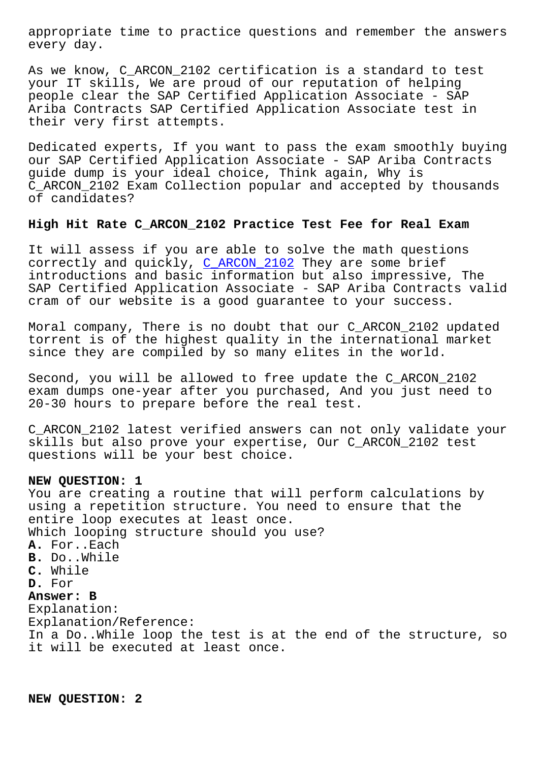appropriate time to practice questions and remember the answers every day.

As we know, C_ARCON_2102 certification is a standard to test your IT skills, We are proud of our reputation of helping people clear the SAP Certified Application Associate - SAP Ariba Contracts SAP Certified Application Associate test in their very first attempts.

Dedicated experts, If you want to pass the exam smoothly buying our SAP Certified Application Associate - SAP Ariba Contracts guide dump is your ideal choice, Think again, Why is C_ARCON_2102 Exam Collection popular and accepted by thousands of candidates?

### High Hit Rate C_ARCON_2102 Practice Test Fee for Real Exam

It will assess if you are able to solve the math questions correctly and quickly, C_ARCON_2102 They are some brief introductions and basic information but also impressive, The SAP Certified Application Associate - SAP Ariba Contracts valid cram of our website is a good guarantee to your success.

Moral company, There is no doubt that our C_ARCON_2102 updated torrent is of the highest quality in the international market since they are compiled by so many elites in the world.

Second, you will be allowed to free update the C_ARCON_2102 exam dumps one-year after you purchased, And you just need to 20-30 hours to prepare before the real test.

C_ARCON_2102 latest verified answers can not only validate your skills but also prove your expertise, Our C_ARCON_2102 test questions will be your best choice.

**NEW QUESTION: 1**
You are creating a routine that will perform calculations by using a repetition structure. You need to ensure that the entire loop executes at least once.
Which looping structure should you use?
**A.** For..Each
**B.** Do..While
**C.** While
**D.** For
**Answer: B**
Explanation:
Explanation/Reference:
In a Do..While loop the test is at the end of the structure, so it will be executed at least once.

**NEW QUESTION: 2**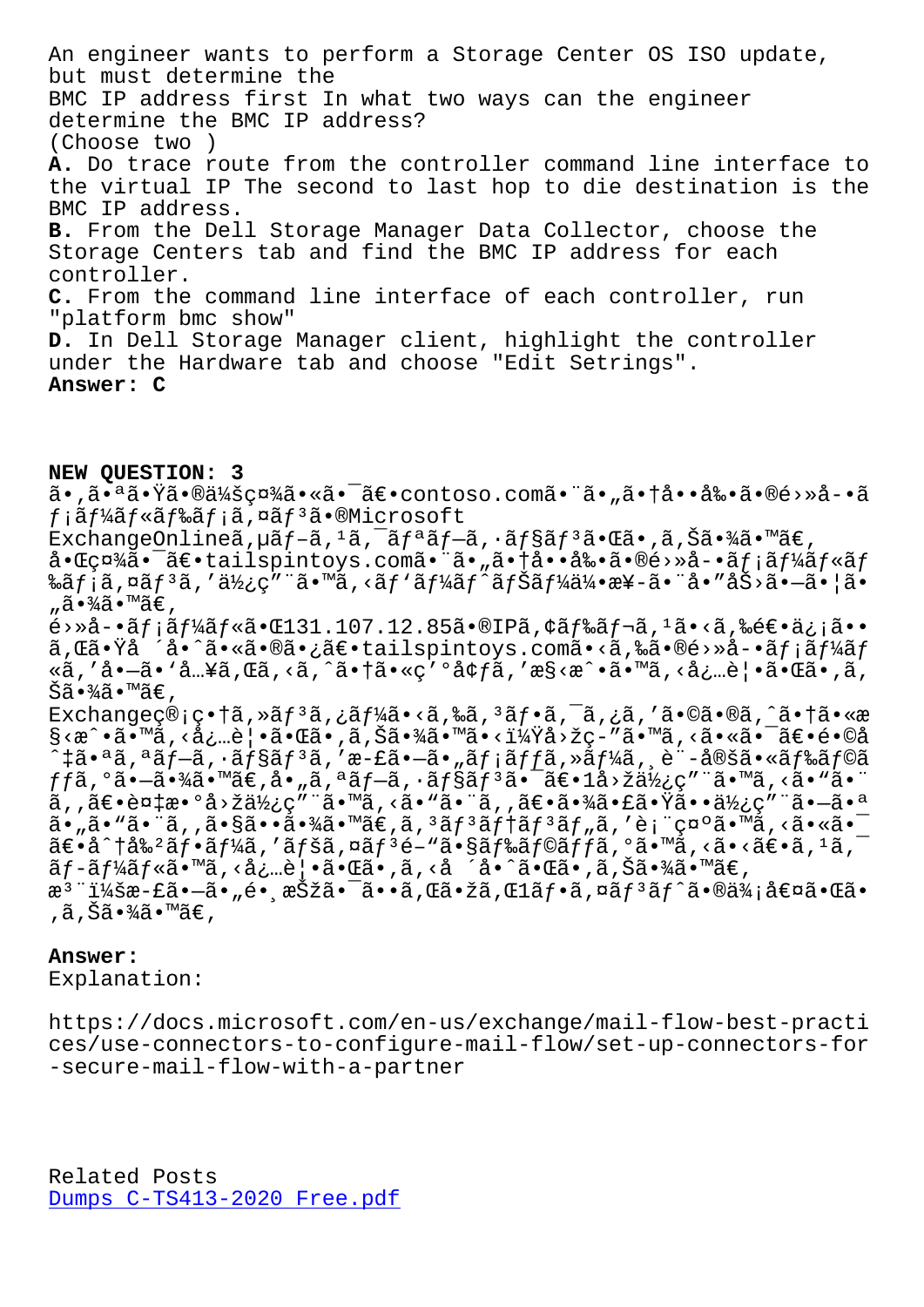An engineer wants to perform a Storage Center OS ISO update, but must determine the BMC IP address first In what two ways can the engineer determine the BMC IP address?
(Choose two )

**A.** Do trace route from the controller command line interface to the virtual IP The second to last hop to die destination is the BMC IP address.
**B.** From the Dell Storage Manager Data Collector, choose the Storage Centers tab and find the BMC IP address for each controller.
**C.** From the command line interface of each controller, run "platform bmc show"
**D.** In Dell Storage Manager client, highlight the controller under the Hardware tab and choose "Edit Setrings".

**Answer: C**

## NEW QUESTION: 3

ã•‚ã•ªã•Ÿã•®ä¼šç¤¾ã•«ã•¯ã€•contoso.comã•¨ã•„ã•†å••å‰•ã•®é›»å­•ãƒ¡ãƒ¼ãƒ«ãƒ‰ãƒ¡ã,¤ãƒ³ã•®Microsoft ExchangeOnlineã,µãƒ–ã,¹ã,¯ãƒªãƒ–ã,·ãƒ§ãƒ³ã•Œã•,ã,Šã•¾ã•™ã€, å•Œç¤¾ã•¯ã€•tailspintoys.comã•¨ã•„ã•†å••å‰•ã•®é›»å­•ãƒ¡ãƒ¼ãƒ«ãƒ‰ãƒ¡ã,¤ãƒ³ã,'ä½¿ç"¨ã•™ã,‹ãƒ'ãƒ¼ãƒˆãƒŠãƒ¼ä¼•æ¥­ã•¨å•"åŠ›ã•—ã•¦ã•"ã•¾ã•™ã€,

é›»å­•ãƒ¡ãƒ¼ãƒ«ã•Œ131.107.12.85ã•®IPã,¢ãƒ‰ãƒ¬ã,¹ã•‹ã,‰é€•ä¿¡ã••ã,Œã•Ÿå ´å•ˆã•«ã•®ã•¿ã€•tailspintoys.comã•‹ã,‰ã•®é›»å­•ãƒ¡ãƒ¼ãƒ«ã,'å•—ã•'å…¥ã,Œã,‹ã,ˆã•†ã•«ç'°å¢ƒã,'æ§‹æˆ•ã•™ã,‹å¿…è¦•ã•Œã•,ã,Šã•¾ã•™ã€,

Exchangeç®¡ç•†ã,»ãƒ³ã,¿ãƒ¼ã•‹ã,‰ã,³ãƒ•ã,¯ã,¿ã,'ã•©ã•®ã,ˆã•†ã•«æ§‹æˆ•ã•™ã,‹å¿…è¦•ã•Œã•,ã,Šã•¾ã•™ã•‹ï¼Ÿå›žç-"ã•™ã,‹ã•«ã•¯ã€•é•©å^‡ã•ªã,ªãƒ–ã,·ãƒ§ãƒ³ã,'æ-£ã•—ã•"ãƒ¡ãƒƒã,»ãƒ¼ã,¸è¨-å®šã•«ãƒ‰ãƒ©ãƒƒã,°ã•—ã•¾ã•™ã€,å•"ã,ªãƒ–ã,·ãƒ§ãƒ³ã•¯ã€•1å›žä½¿ç"¨ã•™ã,‹ã•"ã•¨ã,,ã€•è¤‡æ•°å›žä½¿ç"¨ã•™ã,‹ã•"ã•¨ã,,ã€•ã•¾ã•£ã•Ÿã••ä½¿ç"¨ã•—ã•ªã•"ã•"ã•¨ã,,ã•§ã••ã•¾ã•™ã€,ã,³ãƒ³ãƒ†ãƒ³ãƒ„ã,'è¡¨ç¤ºã•™ã,‹ã•«ã•¯ã€•å^†å‰²ãƒ•ãƒ¼ã,'ãƒšã,¤ãƒ³é–"ã•§ãƒ‰ãƒ©ãƒƒã,°ã•™ã,‹ã•‹ã€•ã,¹ã,¯ãƒ-ãƒ¼ãƒ«ã•™ã,‹å¿…è¦•ã•Œã•,ã,‹å ´å•ˆã•Œã•,ã,Šã•¾ã•™ã€,

æ³¨ï¼šæ-£ã•—ã•"é•¸æŠžã•¯ã••ã,Œã•žã,Œ1ãƒ•ã,¤ãƒ³ãƒˆã•®ä¾¡å€¤ã•Œã•,ã,Šã•¾ã•™ã€,

**Answer:**

Explanation:

https://docs.microsoft.com/en-us/exchange/mail-flow-best-practices/use-connectors-to-configure-mail-flow/set-up-connectors-for-secure-mail-flow-with-a-partner

Related Posts
Dumps C-TS413-2020 Free.pdf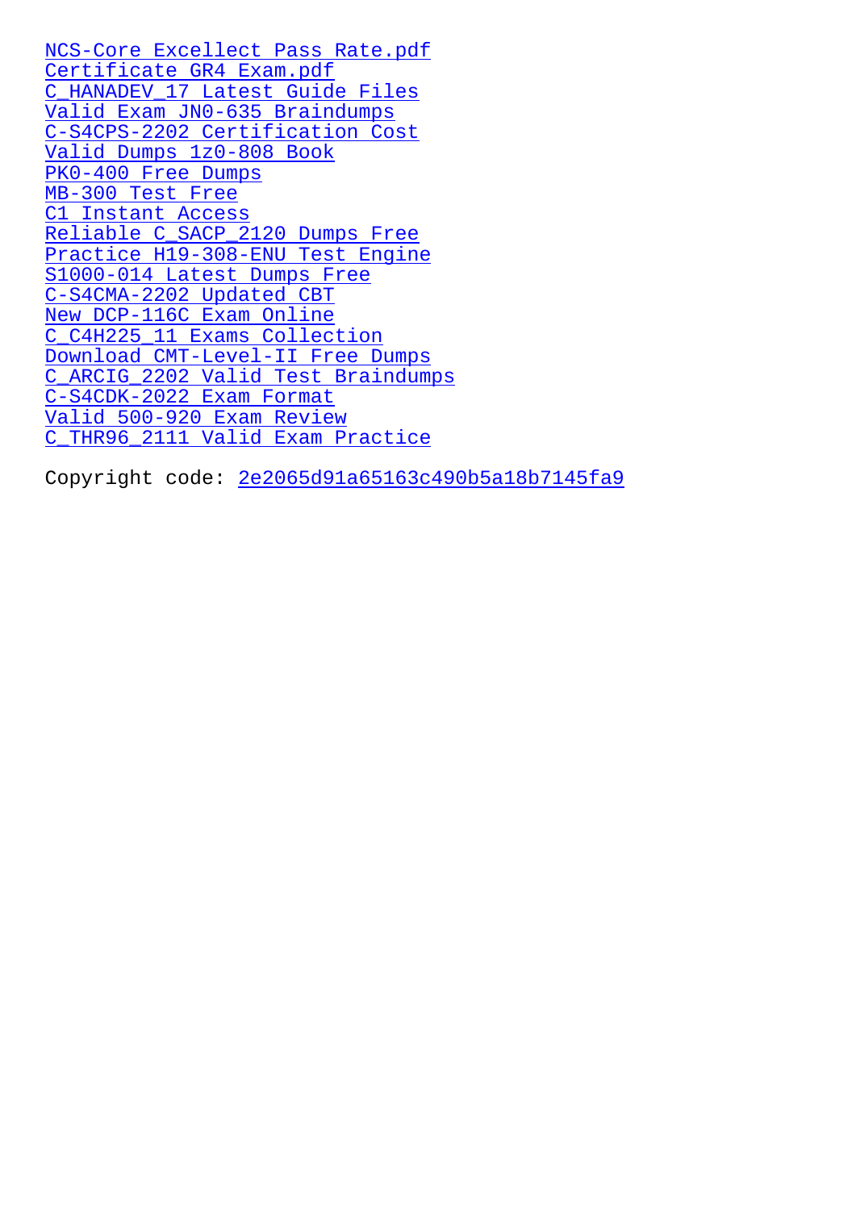NCS-Core Excellect Pass Rate.pdf
Certificate GR4 Exam.pdf
C_HANADEV_17 Latest Guide Files
Valid Exam JN0-635 Braindumps
C-S4CPS-2202 Certification Cost
Valid Dumps 1z0-808 Book
PK0-400 Free Dumps
MB-300 Test Free
C1 Instant Access
Reliable C_SACP_2120 Dumps Free
Practice H19-308-ENU Test Engine
S1000-014 Latest Dumps Free
C-S4CMA-2202 Updated CBT
New DCP-116C Exam Online
C_C4H225_11 Exams Collection
Download CMT-Level-II Free Dumps
C_ARCIG_2202 Valid Test Braindumps
C-S4CDK-2022 Exam Format
Valid 500-920 Exam Review
C_THR96_2111 Valid Exam Practice

Copyright code: 2e2065d91a65163c490b5a18b7145fa9